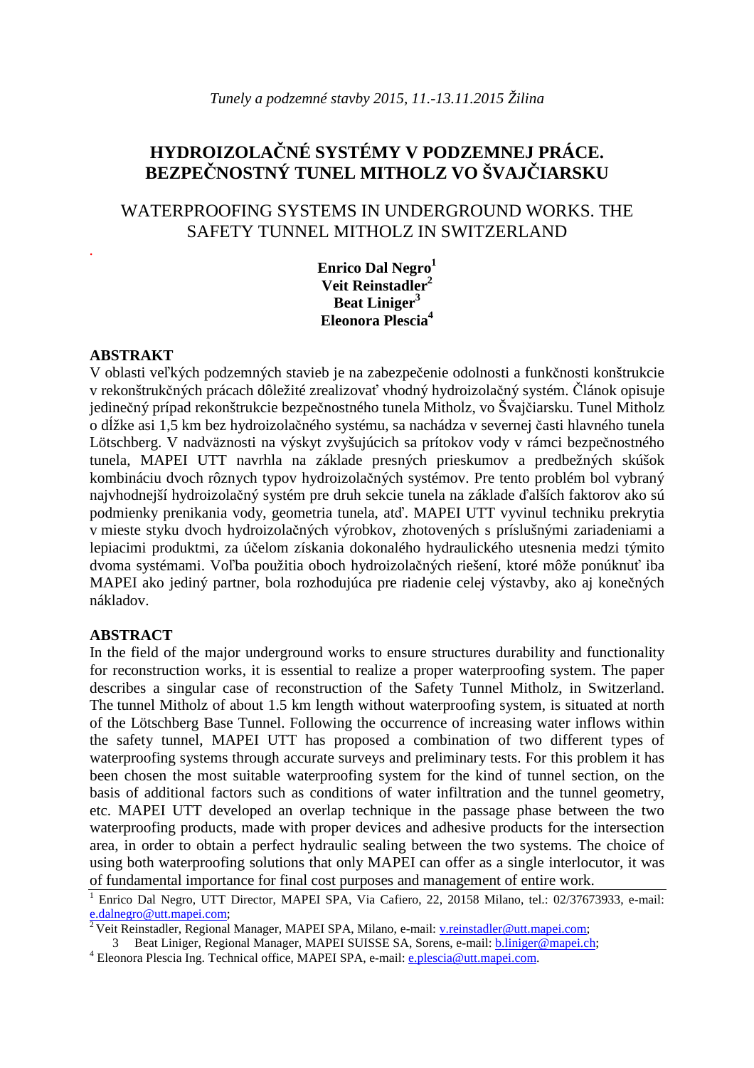*Tunely a podzemné stavby 2015, 11.-13.11.2015 Žilina*

# HYDROIZOLAČNÉ SYSTÉMY V PODZEMNEJ PRÁCE. BEZPEČNOSTNÝ TUNEL MITHOLZ VO ŠVAJČIARSKU

## WATERPROOFING SYSTEMS IN UNDERGROUND WORKS. THE SAFETY TUNNEL MITHOLZ IN SWITZERLAND

**Enrico Dal Negro**[1]
**Veit Reinstadler**[2]
**Beat Liniger**[3]
**Eleonora Plescia**[4]

### ABSTRAKT

V oblasti veľkých podzemných stavieb je na zabezpečenie odolnosti a funkčnosti konštrukcie v rekonštrukčných prácach dôležité zrealizovať vhodný hydroizolačný systém. Článok opisuje jedinečný prípad rekonštrukcie bezpečnostného tunela Mitholz, vo Švajčiarsku. Tunel Mitholz o dĺžke asi 1,5 km bez hydroizolačného systému, sa nachádza v severnej časti hlavného tunela Lötschberg. V nadväznosti na výskyt zvyšujúcich sa prítokov vody v rámci bezpečnostného tunela, MAPEI UTT navrhla na základe presných prieskumov a predbežných skúšok kombináciu dvoch rôznych typov hydroizolačných systémov. Pre tento problém bol vybraný najvhodnejší hydroizolačný systém pre druh sekcie tunela na základe ďalších faktorov ako sú podmienky prenikania vody, geometria tunela, atď. MAPEI UTT vyvinul techniku prekrytia v mieste styku dvoch hydroizolačných výrobkov, zhotovených s príslušnými zariadeniami a lepiacimi produktmi, za účelom získania dokonalého hydraulického utesnenia medzi týmito dvoma systémami. Voľba použitia oboch hydroizolačných riešení, ktoré môže ponúknuť iba MAPEI ako jediný partner, bola rozhodujúca pre riadenie celej výstavby, ako aj konečných nákladov.

### ABSTRACT

In the field of the major underground works to ensure structures durability and functionality for reconstruction works, it is essential to realize a proper waterproofing system. The paper describes a singular case of reconstruction of the Safety Tunnel Mitholz, in Switzerland. The tunnel Mitholz of about 1.5 km length without waterproofing system, is situated at north of the Lötschberg Base Tunnel. Following the occurrence of increasing water inflows within the safety tunnel, MAPEI UTT has proposed a combination of two different types of waterproofing systems through accurate surveys and preliminary tests. For this problem it has been chosen the most suitable waterproofing system for the kind of tunnel section, on the basis of additional factors such as conditions of water infiltration and the tunnel geometry, etc. MAPEI UTT developed an overlap technique in the passage phase between the two waterproofing products, made with proper devices and adhesive products for the intersection area, in order to obtain a perfect hydraulic sealing between the two systems. The choice of using both waterproofing solutions that only MAPEI can offer as a single interlocutor, it was of fundamental importance for final cost purposes and management of entire work.

---

[1] Enrico Dal Negro, UTT Director, MAPEI SPA, Via Cafiero, 22, 20158 Milano, tel.: 02/37673933, e-mail: e.dalnegro@utt.mapei.com;
[2] Veit Reinstadler, Regional Manager, MAPEI SPA, Milano, e-mail: v.reinstadler@utt.mapei.com;
[3] Beat Liniger, Regional Manager, MAPEI SUISSE SA, Sorens, e-mail: b.liniger@mapei.ch;
[4] Eleonora Plescia Ing. Technical office, MAPEI SPA, e-mail: e.plescia@utt.mapei.com.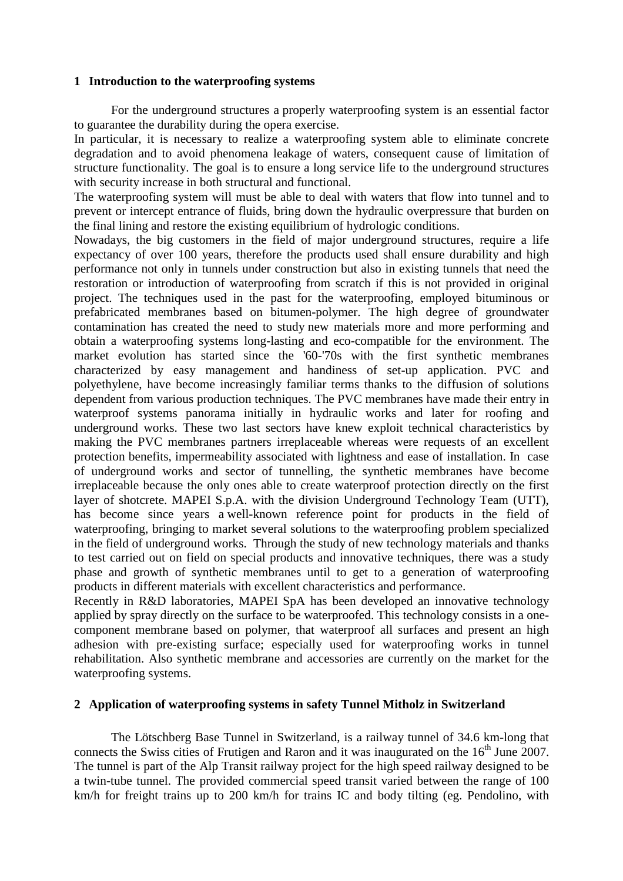## 1 Introduction to the waterproofing systems

For the underground structures a properly waterproofing system is an essential factor to guarantee the durability during the opera exercise.

In particular, it is necessary to realize a waterproofing system able to eliminate concrete degradation and to avoid phenomena leakage of waters, consequent cause of limitation of structure functionality. The goal is to ensure a long service life to the underground structures with security increase in both structural and functional.

The waterproofing system will must be able to deal with waters that flow into tunnel and to prevent or intercept entrance of fluids, bring down the hydraulic overpressure that burden on the final lining and restore the existing equilibrium of hydrologic conditions.

Nowadays, the big customers in the field of major underground structures, require a life expectancy of over 100 years, therefore the products used shall ensure durability and high performance not only in tunnels under construction but also in existing tunnels that need the restoration or introduction of waterproofing from scratch if this is not provided in original project. The techniques used in the past for the waterproofing, employed bituminous or prefabricated membranes based on bitumen-polymer. The high degree of groundwater contamination has created the need to study new materials more and more performing and obtain a waterproofing systems long-lasting and eco-compatible for the environment. The market evolution has started since the '60-'70s with the first synthetic membranes characterized by easy management and handiness of set-up application. PVC and polyethylene, have become increasingly familiar terms thanks to the diffusion of solutions dependent from various production techniques. The PVC membranes have made their entry in waterproof systems panorama initially in hydraulic works and later for roofing and underground works. These two last sectors have knew exploit technical characteristics by making the PVC membranes partners irreplaceable whereas were requests of an excellent protection benefits, impermeability associated with lightness and ease of installation. In case of underground works and sector of tunnelling, the synthetic membranes have become irreplaceable because the only ones able to create waterproof protection directly on the first layer of shotcrete. MAPEI S.p.A. with the division Underground Technology Team (UTT), has become since years a well-known reference point for products in the field of waterproofing, bringing to market several solutions to the waterproofing problem specialized in the field of underground works. Through the study of new technology materials and thanks to test carried out on field on special products and innovative techniques, there was a study phase and growth of synthetic membranes until to get to a generation of waterproofing products in different materials with excellent characteristics and performance.

Recently in R&D laboratories, MAPEI SpA has been developed an innovative technology applied by spray directly on the surface to be waterproofed. This technology consists in a one-component membrane based on polymer, that waterproof all surfaces and present an high adhesion with pre-existing surface; especially used for waterproofing works in tunnel rehabilitation. Also synthetic membrane and accessories are currently on the market for the waterproofing systems.

## 2 Application of waterproofing systems in safety Tunnel Mitholz in Switzerland

The Lötschberg Base Tunnel in Switzerland, is a railway tunnel of 34.6 km-long that connects the Swiss cities of Frutigen and Raron and it was inaugurated on the 16th June 2007. The tunnel is part of the Alp Transit railway project for the high speed railway designed to be a twin-tube tunnel. The provided commercial speed transit varied between the range of 100 km/h for freight trains up to 200 km/h for trains IC and body tilting (eg. Pendolino, with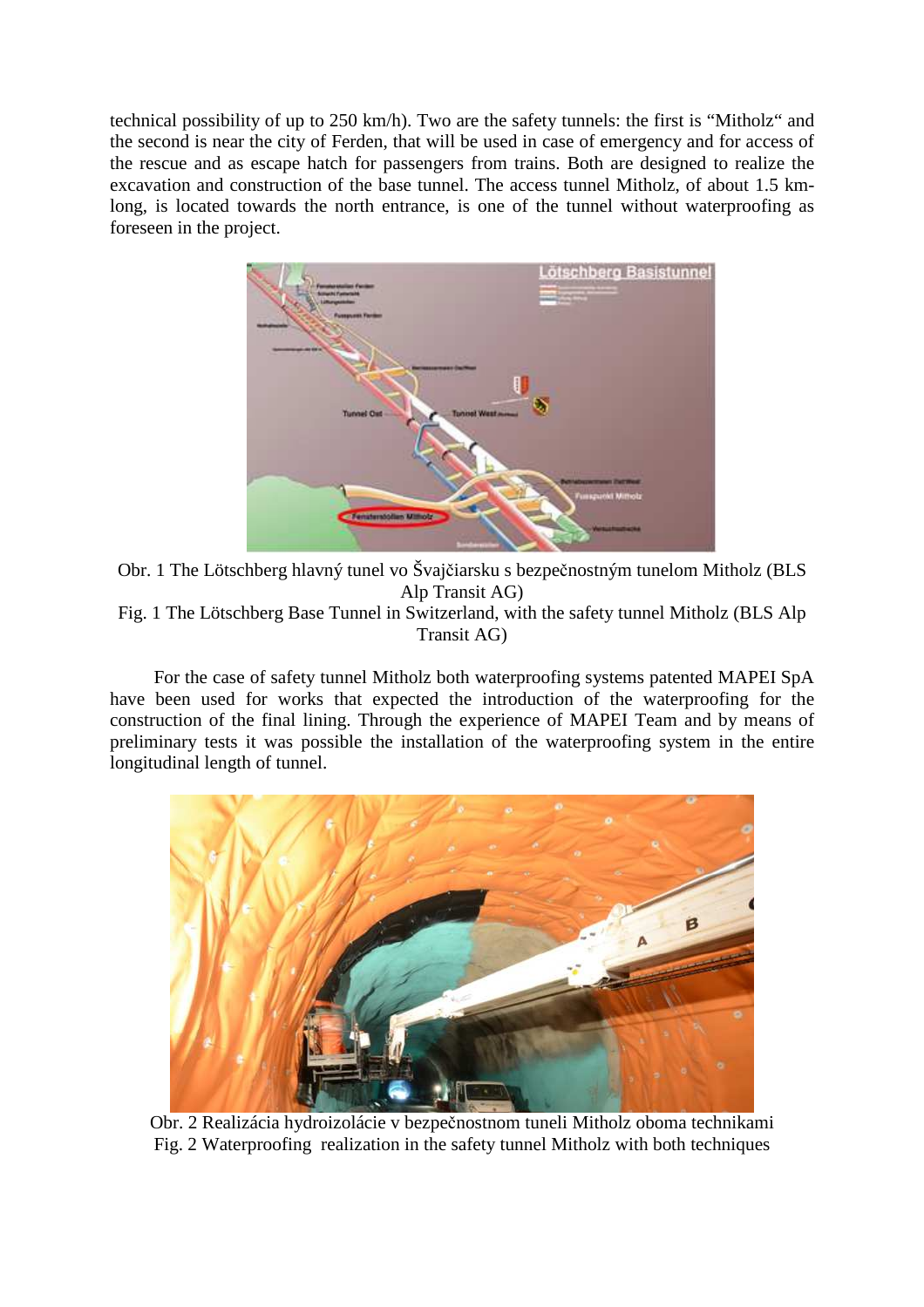technical possibility of up to 250 km/h). Two are the safety tunnels: the first is "Mitholz" and the second is near the city of Ferden, that will be used in case of emergency and for access of the rescue and as escape hatch for passengers from trains. Both are designed to realize the excavation and construction of the base tunnel. The access tunnel Mitholz, of about 1.5 km-long, is located towards the north entrance, is one of the tunnel without waterproofing as foreseen in the project.

Obr. 1 The Lötschberg hlavný tunel vo Švajčiarsku s bezpečnostným tunelom Mitholz (BLS Alp Transit AG)

Fig. 1 The Lötschberg Base Tunnel in Switzerland, with the safety tunnel Mitholz (BLS Alp Transit AG)

For the case of safety tunnel Mitholz both waterproofing systems patented MAPEI SpA have been used for works that expected the introduction of the waterproofing for the construction of the final lining. Through the experience of MAPEI Team and by means of preliminary tests it was possible the installation of the waterproofing system in the entire longitudinal length of tunnel.

Obr. 2 Realizácia hydroizolácie v bezpečnostnom tuneli Mitholz oboma technikami

Fig. 2 Waterproofing realization in the safety tunnel Mitholz with both techniques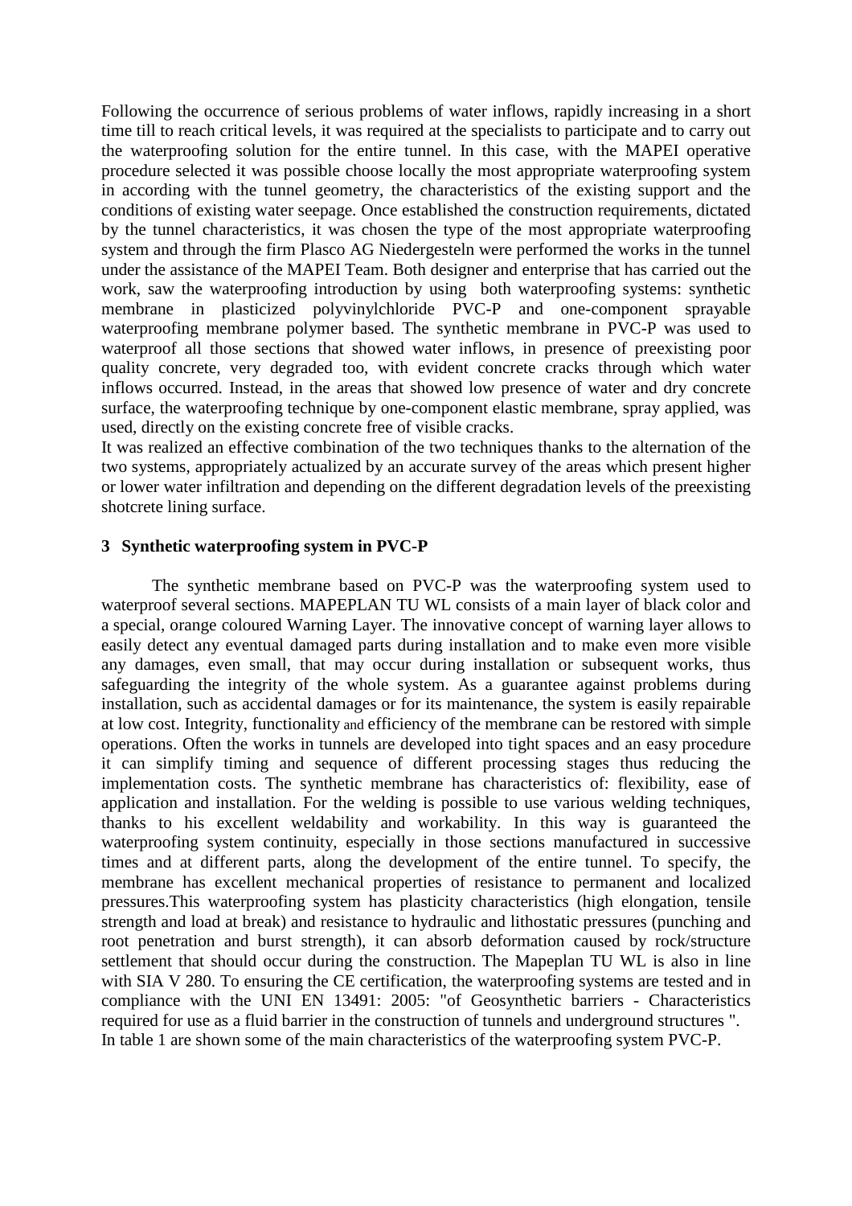Following the occurrence of serious problems of water inflows, rapidly increasing in a short time till to reach critical levels, it was required at the specialists to participate and to carry out the waterproofing solution for the entire tunnel. In this case, with the MAPEI operative procedure selected it was possible choose locally the most appropriate waterproofing system in according with the tunnel geometry, the characteristics of the existing support and the conditions of existing water seepage. Once established the construction requirements, dictated by the tunnel characteristics, it was chosen the type of the most appropriate waterproofing system and through the firm Plasco AG Niedergesteln were performed the works in the tunnel under the assistance of the MAPEI Team. Both designer and enterprise that has carried out the work, saw the waterproofing introduction by using both waterproofing systems: synthetic membrane in plasticized polyvinylchloride PVC-P and one-component sprayable waterproofing membrane polymer based. The synthetic membrane in PVC-P was used to waterproof all those sections that showed water inflows, in presence of preexisting poor quality concrete, very degraded too, with evident concrete cracks through which water inflows occurred. Instead, in the areas that showed low presence of water and dry concrete surface, the waterproofing technique by one-component elastic membrane, spray applied, was used, directly on the existing concrete free of visible cracks.

It was realized an effective combination of the two techniques thanks to the alternation of the two systems, appropriately actualized by an accurate survey of the areas which present higher or lower water infiltration and depending on the different degradation levels of the preexisting shotcrete lining surface.

### 3 Synthetic waterproofing system in PVC-P

The synthetic membrane based on PVC-P was the waterproofing system used to waterproof several sections. MAPEPLAN TU WL consists of a main layer of black color and a special, orange coloured Warning Layer. The innovative concept of warning layer allows to easily detect any eventual damaged parts during installation and to make even more visible any damages, even small, that may occur during installation or subsequent works, thus safeguarding the integrity of the whole system. As a guarantee against problems during installation, such as accidental damages or for its maintenance, the system is easily repairable at low cost. Integrity, functionality and efficiency of the membrane can be restored with simple operations. Often the works in tunnels are developed into tight spaces and an easy procedure it can simplify timing and sequence of different processing stages thus reducing the implementation costs. The synthetic membrane has characteristics of: flexibility, ease of application and installation. For the welding is possible to use various welding techniques, thanks to his excellent weldability and workability. In this way is guaranteed the waterproofing system continuity, especially in those sections manufactured in successive times and at different parts, along the development of the entire tunnel. To specify, the membrane has excellent mechanical properties of resistance to permanent and localized pressures.This waterproofing system has plasticity characteristics (high elongation, tensile strength and load at break) and resistance to hydraulic and lithostatic pressures (punching and root penetration and burst strength), it can absorb deformation caused by rock/structure settlement that should occur during the construction. The Mapeplan TU WL is also in line with SIA V 280. To ensuring the CE certification, the waterproofing systems are tested and in compliance with the UNI EN 13491: 2005: "of Geosynthetic barriers - Characteristics required for use as a fluid barrier in the construction of tunnels and underground structures ". In table 1 are shown some of the main characteristics of the waterproofing system PVC-P.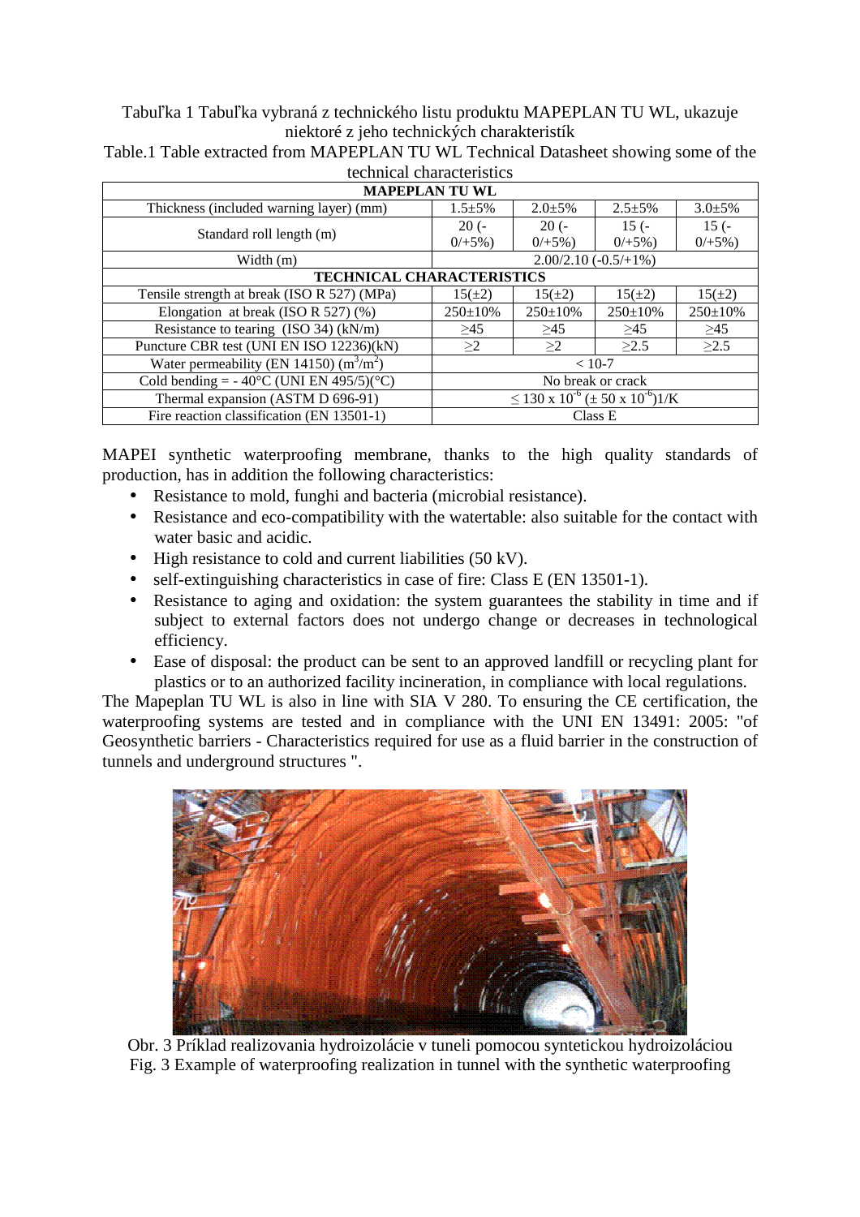Tabuľka 1 Tabuľka vybraná z technického listu produktu MAPEPLAN TU WL, ukazuje niektoré z jeho technických charakteristík

Table.1 Table extracted from MAPEPLAN TU WL Technical Datasheet showing some of the technical characteristics

| MAPEPLAN TU WL | | | | |
|---|---|---|---|---|
| Thickness (included warning layer) (mm) | 1.5±5% | 2.0±5% | 2.5±5% | 3.0±5% |
| Standard roll length (m) | 20 (-0/+5%) | 20 (-0/+5%) | 15 (-0/+5%) | 15 (-0/+5%) |
| Width (m) | 2.00/2.10 (-0.5/+1%) | | | |
| **TECHNICAL CHARACTERISTICS** | | | | |
| Tensile strength at break (ISO R 527) (MPa) | 15(±2) | 15(±2) | 15(±2) | 15(±2) |
| Elongation at break (ISO R 527) (%) | 250±10% | 250±10% | 250±10% | 250±10% |
| Resistance to tearing (ISO 34) (kN/m) | ≥45 | ≥45 | ≥45 | ≥45 |
| Puncture CBR test (UNI EN ISO 12236)(kN) | ≥2 | ≥2 | ≥2.5 | ≥2.5 |
| Water permeability (EN 14150) ($m^3/m^2$) | < 10-7 | | | |
| Cold bending = - 40°C (UNI EN 495/5)(°C) | No break or crack | | | |
| Thermal expansion (ASTM D 696-91) | ≤ 130 x $10^{-6}$ (± 50 x $10^{-6}$)1/K | | | |
| Fire reaction classification (EN 13501-1) | Class E | | | |

MAPEI synthetic waterproofing membrane, thanks to the high quality standards of production, has in addition the following characteristics:

- Resistance to mold, funghi and bacteria (microbial resistance).
- Resistance and eco-compatibility with the watertable: also suitable for the contact with water basic and acidic.
- High resistance to cold and current liabilities (50 kV).
- self-extinguishing characteristics in case of fire: Class E (EN 13501-1).
- Resistance to aging and oxidation: the system guarantees the stability in time and if subject to external factors does not undergo change or decreases in technological efficiency.
- Ease of disposal: the product can be sent to an approved landfill or recycling plant for plastics or to an authorized facility incineration, in compliance with local regulations.

The Mapeplan TU WL is also in line with SIA V 280. To ensuring the CE certification, the waterproofing systems are tested and in compliance with the UNI EN 13491: 2005: "of Geosynthetic barriers - Characteristics required for use as a fluid barrier in the construction of tunnels and underground structures ".

Obr. 3 Príklad realizovania hydroizolácie v tuneli pomocou syntetickou hydroizoláciou

Fig. 3 Example of waterproofing realization in tunnel with the synthetic waterproofing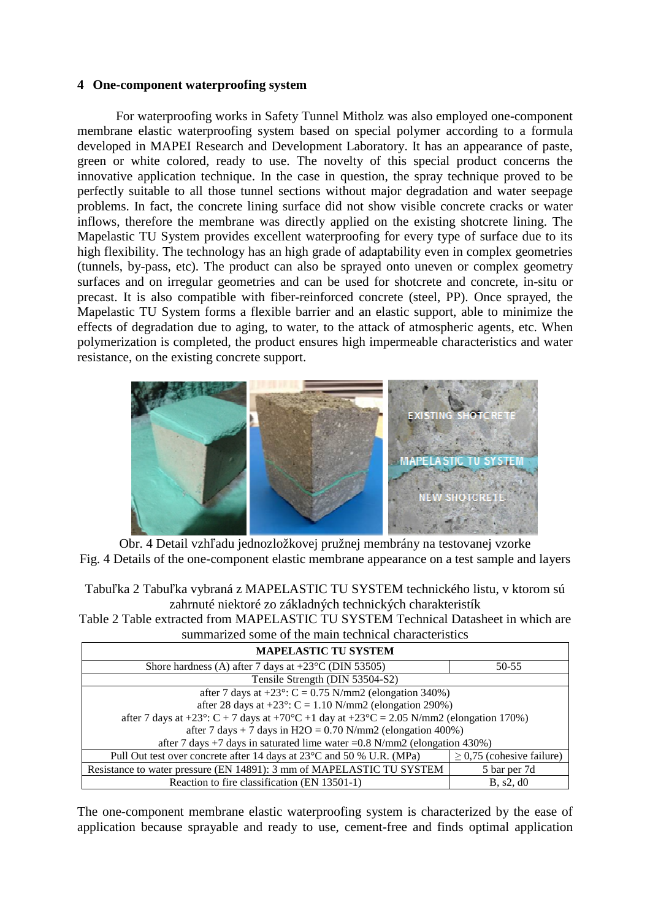## 4 One-component waterproofing system

For waterproofing works in Safety Tunnel Mitholz was also employed one-component membrane elastic waterproofing system based on special polymer according to a formula developed in MAPEI Research and Development Laboratory. It has an appearance of paste, green or white colored, ready to use. The novelty of this special product concerns the innovative application technique. In the case in question, the spray technique proved to be perfectly suitable to all those tunnel sections without major degradation and water seepage problems. In fact, the concrete lining surface did not show visible concrete cracks or water inflows, therefore the membrane was directly applied on the existing shotcrete lining. The Mapelastic TU System provides excellent waterproofing for every type of surface due to its high flexibility. The technology has an high grade of adaptability even in complex geometries (tunnels, by-pass, etc). The product can also be sprayed onto uneven or complex geometry surfaces and on irregular geometries and can be used for shotcrete and concrete, in-situ or precast. It is also compatible with fiber-reinforced concrete (steel, PP). Once sprayed, the Mapelastic TU System forms a flexible barrier and an elastic support, able to minimize the effects of degradation due to aging, to water, to the attack of atmospheric agents, etc. When polymerization is completed, the product ensures high impermeable characteristics and water resistance, on the existing concrete support.

Obr. 4 Detail vzhľadu jednozložkovej pružnej membrány na testovanej vzorke
Fig. 4 Details of the one-component elastic membrane appearance on a test sample and layers

Tabuľka 2 Tabuľka vybraná z MAPELASTIC TU SYSTEM technického listu, v ktorom sú zahrnuté niektoré zo základných technických charakteristík
Table 2 Table extracted from MAPELASTIC TU SYSTEM Technical Datasheet in which are summarized some of the main technical characteristics

| MAPELASTIC TU SYSTEM | |
|---|---|
| Shore hardness (A) after 7 days at +23°C (DIN 53505) | 50-55 |
| Tensile Strength (DIN 53504-S2) | |
| after 7 days at +23°: C = 0.75 N/mm2 (elongation 340%)<br>after 28 days at +23°: C = 1.10 N/mm2 (elongation 290%)<br>after 7 days at +23°: C + 7 days at +70°C +1 day at +23°C = 2.05 N/mm2 (elongation 170%)<br>after 7 days + 7 days in $H_2O$ = 0.70 N/mm2 (elongation 400%)<br>after 7 days +7 days in saturated lime water =0.8 N/mm2 (elongation 430%) | |
| Pull Out test over concrete after 14 days at 23°C and 50 % U.R. (MPa) | ≥ 0,75 (cohesive failure) |
| Resistance to water pressure (EN 14891): 3 mm of MAPELASTIC TU SYSTEM | 5 bar per 7d |
| Reaction to fire classification (EN 13501-1) | B, s2, d0 |

The one-component membrane elastic waterproofing system is characterized by the ease of application because sprayable and ready to use, cement-free and finds optimal application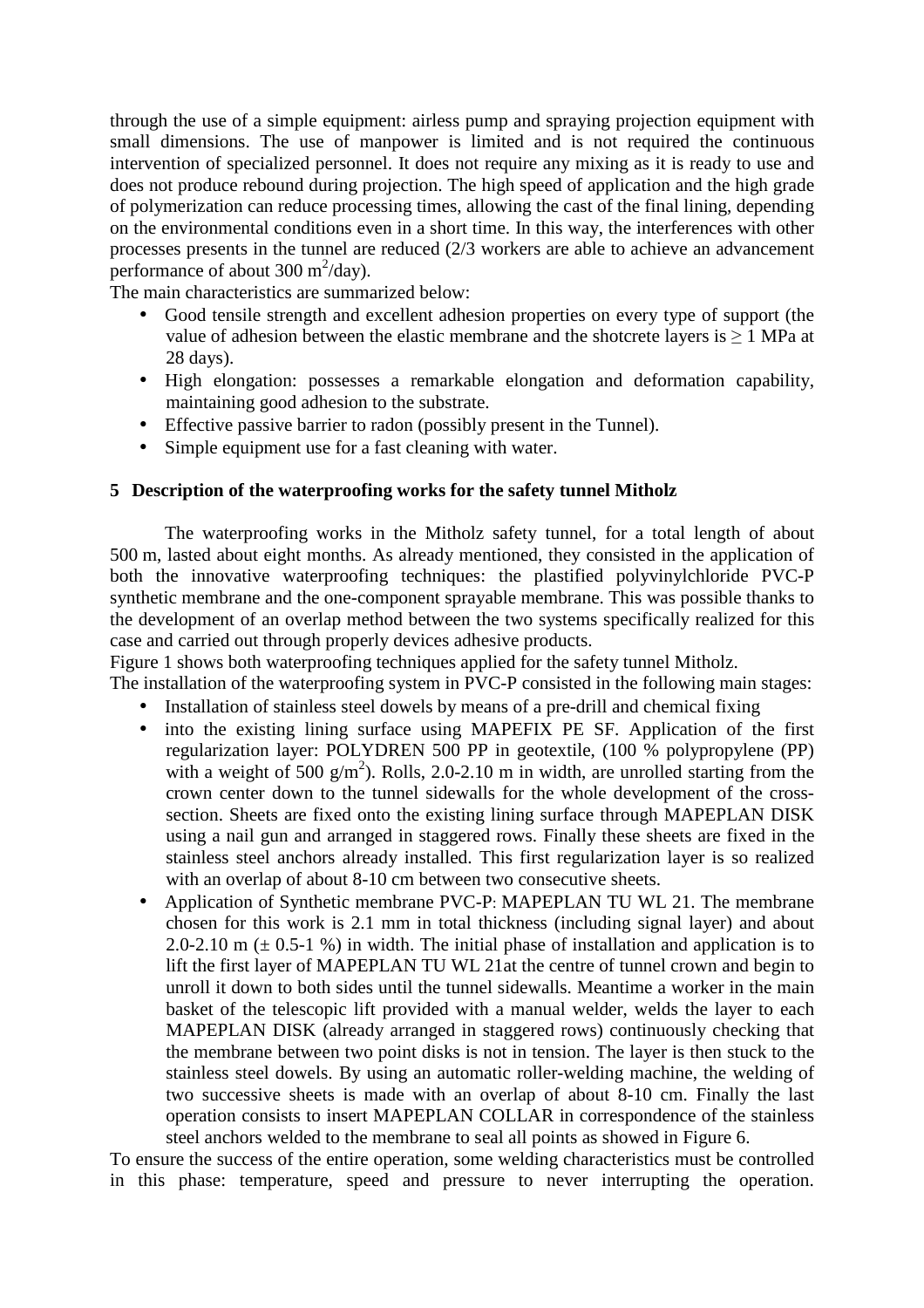through the use of a simple equipment: airless pump and spraying projection equipment with small dimensions. The use of manpower is limited and is not required the continuous intervention of specialized personnel. It does not require any mixing as it is ready to use and does not produce rebound during projection. The high speed of application and the high grade of polymerization can reduce processing times, allowing the cast of the final lining, depending on the environmental conditions even in a short time. In this way, the interferences with other processes presents in the tunnel are reduced (2/3 workers are able to achieve an advancement performance of about 300 $m^2$/day).

The main characteristics are summarized below:

- Good tensile strength and excellent adhesion properties on every type of support (the value of adhesion between the elastic membrane and the shotcrete layers is $\geq$ 1 MPa at 28 days).
- High elongation: possesses a remarkable elongation and deformation capability, maintaining good adhesion to the substrate.
- Effective passive barrier to radon (possibly present in the Tunnel).
- Simple equipment use for a fast cleaning with water.

## 5 Description of the waterproofing works for the safety tunnel Mitholz

The waterproofing works in the Mitholz safety tunnel, for a total length of about 500 m, lasted about eight months. As already mentioned, they consisted in the application of both the innovative waterproofing techniques: the plastified polyvinylchloride PVC-P synthetic membrane and the one-component sprayable membrane. This was possible thanks to the development of an overlap method between the two systems specifically realized for this case and carried out through properly devices adhesive products.

Figure 1 shows both waterproofing techniques applied for the safety tunnel Mitholz.

The installation of the waterproofing system in PVC-P consisted in the following main stages:

- Installation of stainless steel dowels by means of a pre-drill and chemical fixing
- into the existing lining surface using MAPEFIX PE SF. Application of the first regularization layer: POLYDREN 500 PP in geotextile, (100 % polypropylene (PP) with a weight of 500 g/$m^2$). Rolls, 2.0-2.10 m in width, are unrolled starting from the crown center down to the tunnel sidewalls for the whole development of the cross-section. Sheets are fixed onto the existing lining surface through MAPEPLAN DISK using a nail gun and arranged in staggered rows. Finally these sheets are fixed in the stainless steel anchors already installed. This first regularization layer is so realized with an overlap of about 8-10 cm between two consecutive sheets.
- Application of Synthetic membrane PVC-P: MAPEPLAN TU WL 21. The membrane chosen for this work is 2.1 mm in total thickness (including signal layer) and about 2.0-2.10 m ($\pm$ 0.5-1 %) in width. The initial phase of installation and application is to lift the first layer of MAPEPLAN TU WL 21at the centre of tunnel crown and begin to unroll it down to both sides until the tunnel sidewalls. Meantime a worker in the main basket of the telescopic lift provided with a manual welder, welds the layer to each MAPEPLAN DISK (already arranged in staggered rows) continuously checking that the membrane between two point disks is not in tension. The layer is then stuck to the stainless steel dowels. By using an automatic roller-welding machine, the welding of two successive sheets is made with an overlap of about 8-10 cm. Finally the last operation consists to insert MAPEPLAN COLLAR in correspondence of the stainless steel anchors welded to the membrane to seal all points as showed in Figure 6.

To ensure the success of the entire operation, some welding characteristics must be controlled in this phase: temperature, speed and pressure to never interrupting the operation.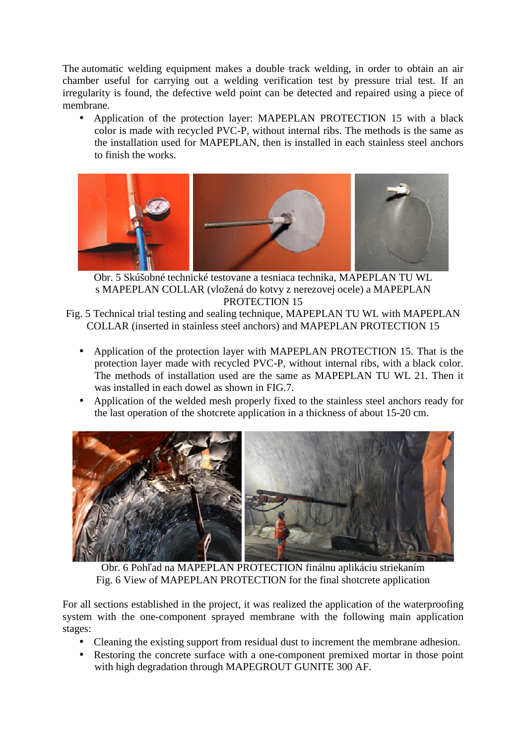The automatic welding equipment makes a double track welding, in order to obtain an air chamber useful for carrying out a welding verification test by pressure trial test. If an irregularity is found, the defective weld point can be detected and repaired using a piece of membrane.

- Application of the protection layer: MAPEPLAN PROTECTION 15 with a black color is made with recycled PVC-P, without internal ribs. The methods is the same as the installation used for MAPEPLAN, then is installed in each stainless steel anchors to finish the works.

Obr. 5 Skúšobné technické testovane a tesniaca technika, MAPEPLAN TU WL s MAPEPLAN COLLAR (vložená do kotvy z nerezovej ocele) a MAPEPLAN PROTECTION 15

Fig. 5 Technical trial testing and sealing technique, MAPEPLAN TU WL with MAPEPLAN COLLAR (inserted in stainless steel anchors) and MAPEPLAN PROTECTION 15

- Application of the protection layer with MAPEPLAN PROTECTION 15. That is the protection layer made with recycled PVC-P, without internal ribs, with a black color. The methods of installation used are the same as MAPEPLAN TU WL 21. Then it was installed in each dowel as shown in FIG.7.
- Application of the welded mesh properly fixed to the stainless steel anchors ready for the last operation of the shotcrete application in a thickness of about 15-20 cm.

Obr. 6 Pohľad na MAPEPLAN PROTECTION finálnu aplikáciu striekaním

Fig. 6 View of MAPEPLAN PROTECTION for the final shotcrete application

For all sections established in the project, it was realized the application of the waterproofing system with the one-component sprayed membrane with the following main application stages:

- Cleaning the existing support from residual dust to increment the membrane adhesion.
- Restoring the concrete surface with a one-component premixed mortar in those point with high degradation through MAPEGROUT GUNITE 300 AF.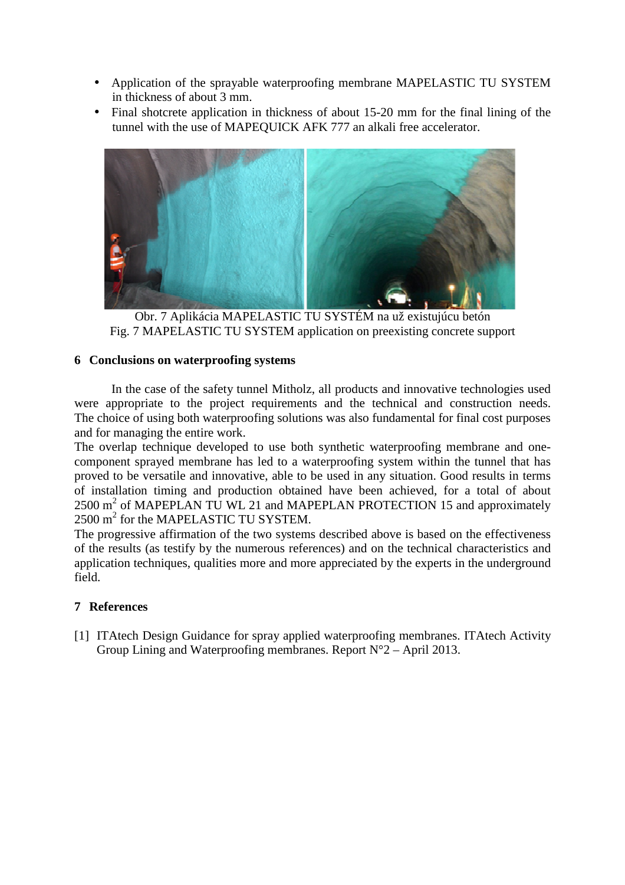- Application of the sprayable waterproofing membrane MAPELASTIC TU SYSTEM in thickness of about 3 mm.
- Final shotcrete application in thickness of about 15-20 mm for the final lining of the tunnel with the use of MAPEQUICK AFK 777 an alkali free accelerator.

Obr. 7 Aplikácia MAPELASTIC TU SYSTÉM na už existujúcu betón
Fig. 7 MAPELASTIC TU SYSTEM application on preexisting concrete support

## 6 Conclusions on waterproofing systems

In the case of the safety tunnel Mitholz, all products and innovative technologies used were appropriate to the project requirements and the technical and construction needs. The choice of using both waterproofing solutions was also fundamental for final cost purposes and for managing the entire work.

The overlap technique developed to use both synthetic waterproofing membrane and one-component sprayed membrane has led to a waterproofing system within the tunnel that has proved to be versatile and innovative, able to be used in any situation. Good results in terms of installation timing and production obtained have been achieved, for a total of about 2500 $m^2$ of MAPEPLAN TU WL 21 and MAPEPLAN PROTECTION 15 and approximately 2500 $m^2$ for the MAPELASTIC TU SYSTEM.

The progressive affirmation of the two systems described above is based on the effectiveness of the results (as testify by the numerous references) and on the technical characteristics and application techniques, qualities more and more appreciated by the experts in the underground field.

## 7 References

[1] ITAtech Design Guidance for spray applied waterproofing membranes. ITAtech Activity Group Lining and Waterproofing membranes. Report N°2 – April 2013.